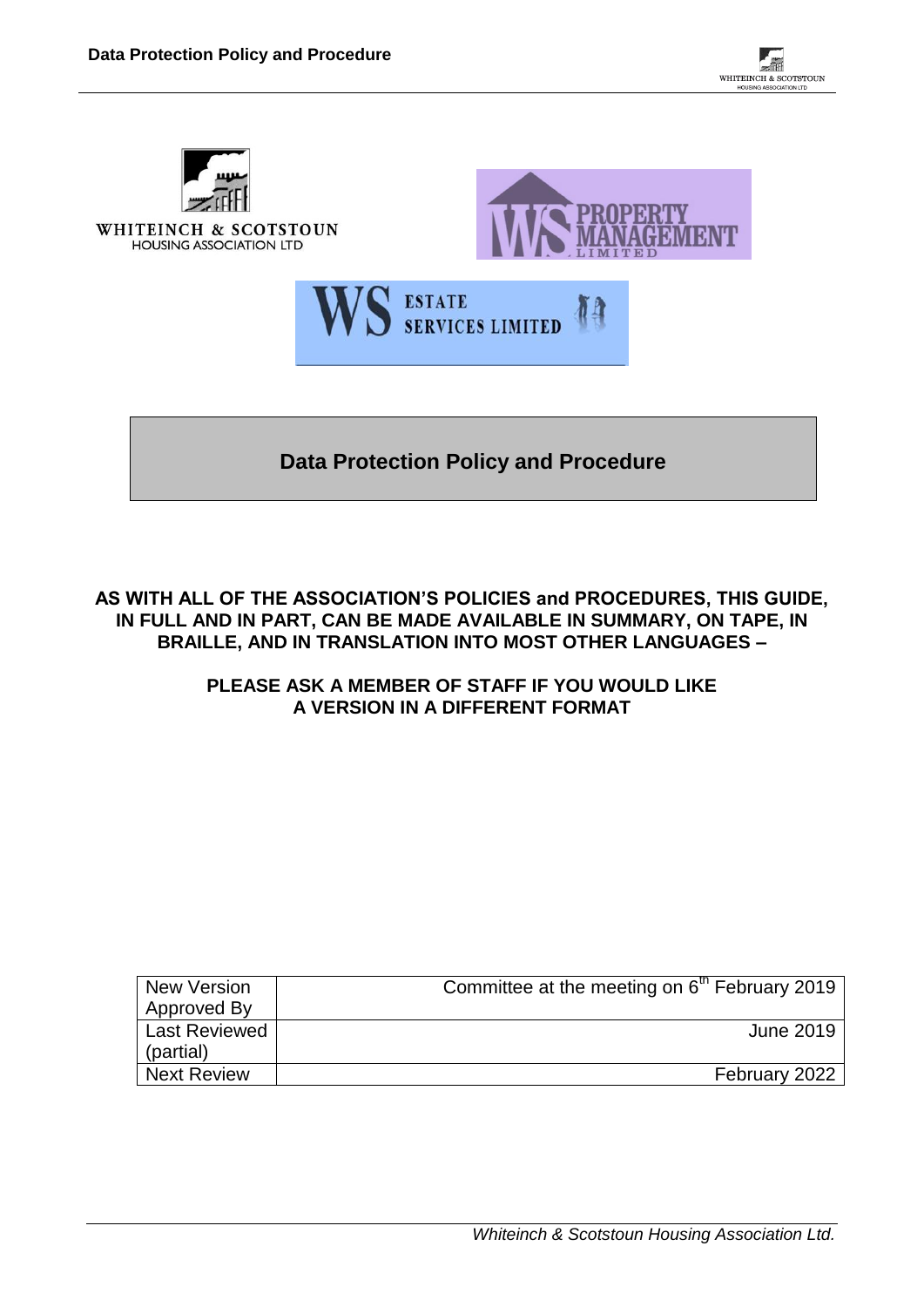WHITEINCH & SCOTSTOUN HOUSING ASSOCIATION LTD

PROPERTY MANAGEMENT LIMITED

WS ESTATE SERVICES LIMITED

# Data Protection Policy and Procedure

**AS WITH ALL OF THE ASSOCIATION'S POLICIES and PROCEDURES, THIS GUIDE, IN FULL AND IN PART, CAN BE MADE AVAILABLE IN SUMMARY, ON TAPE, IN BRAILLE, AND IN TRANSLATION INTO MOST OTHER LANGUAGES –**

**PLEASE ASK A MEMBER OF STAFF IF YOU WOULD LIKE A VERSION IN A DIFFERENT FORMAT**

| | |
|---|---|
| New Version Approved By | Committee at the meeting on 6th February 2019 |
| Last Reviewed (partial) | June 2019 |
| Next Review | February 2022 |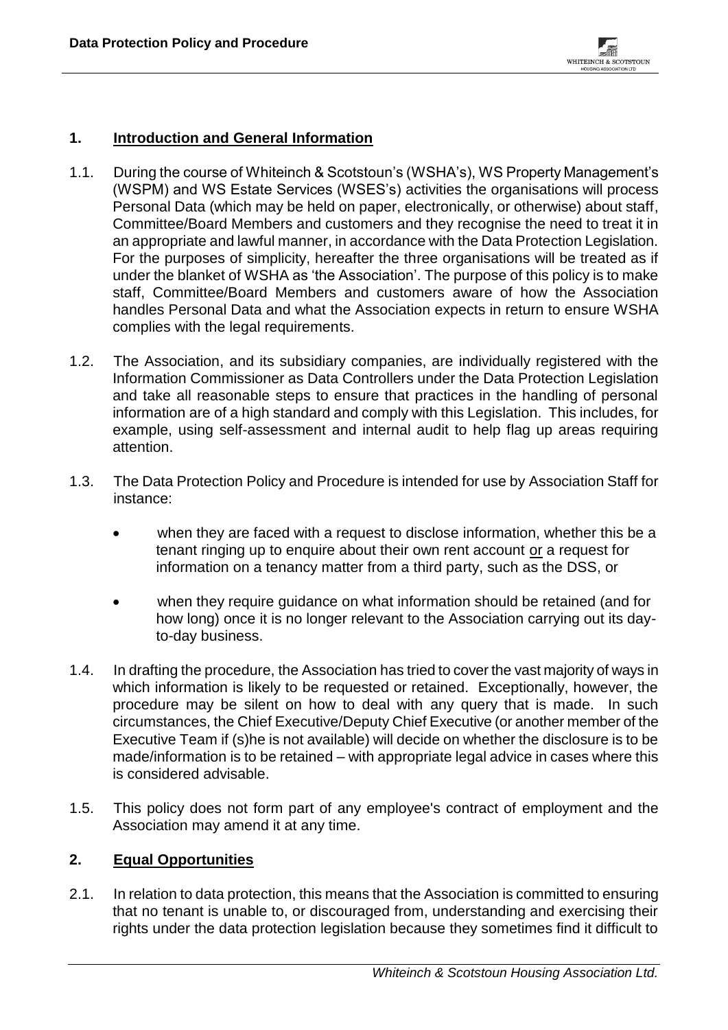## 1. Introduction and General Information

1.1. During the course of Whiteinch & Scotstoun's (WSHA's), WS Property Management's (WSPM) and WS Estate Services (WSES's) activities the organisations will process Personal Data (which may be held on paper, electronically, or otherwise) about staff, Committee/Board Members and customers and they recognise the need to treat it in an appropriate and lawful manner, in accordance with the Data Protection Legislation. For the purposes of simplicity, hereafter the three organisations will be treated as if under the blanket of WSHA as 'the Association'. The purpose of this policy is to make staff, Committee/Board Members and customers aware of how the Association handles Personal Data and what the Association expects in return to ensure WSHA complies with the legal requirements.

1.2. The Association, and its subsidiary companies, are individually registered with the Information Commissioner as Data Controllers under the Data Protection Legislation and take all reasonable steps to ensure that practices in the handling of personal information are of a high standard and comply with this Legislation. This includes, for example, using self-assessment and internal audit to help flag up areas requiring attention.

1.3. The Data Protection Policy and Procedure is intended for use by Association Staff for instance:

- when they are faced with a request to disclose information, whether this be a tenant ringing up to enquire about their own rent account or a request for information on a tenancy matter from a third party, such as the DSS, or
- when they require guidance on what information should be retained (and for how long) once it is no longer relevant to the Association carrying out its day-to-day business.

1.4. In drafting the procedure, the Association has tried to cover the vast majority of ways in which information is likely to be requested or retained. Exceptionally, however, the procedure may be silent on how to deal with any query that is made. In such circumstances, the Chief Executive/Deputy Chief Executive (or another member of the Executive Team if (s)he is not available) will decide on whether the disclosure is to be made/information is to be retained – with appropriate legal advice in cases where this is considered advisable.

1.5. This policy does not form part of any employee's contract of employment and the Association may amend it at any time.

## 2. Equal Opportunities

2.1. In relation to data protection, this means that the Association is committed to ensuring that no tenant is unable to, or discouraged from, understanding and exercising their rights under the data protection legislation because they sometimes find it difficult to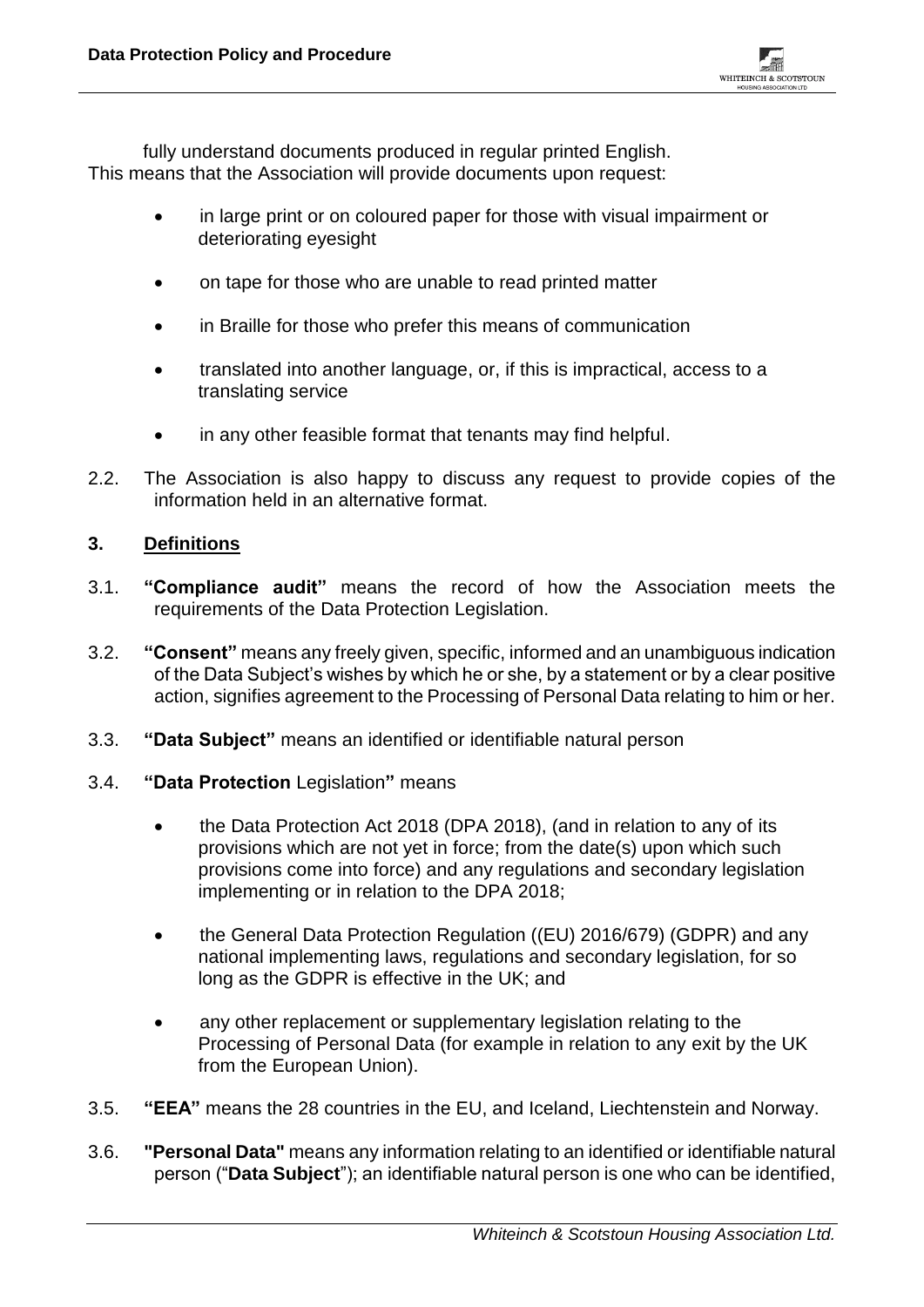fully understand documents produced in regular printed English.
This means that the Association will provide documents upon request:

- in large print or on coloured paper for those with visual impairment or deteriorating eyesight
- on tape for those who are unable to read printed matter
- in Braille for those who prefer this means of communication
- translated into another language, or, if this is impractical, access to a translating service
- in any other feasible format that tenants may find helpful.

2.2. The Association is also happy to discuss any request to provide copies of the information held in an alternative format.

### 3. Definitions

3.1. **"Compliance audit"** means the record of how the Association meets the requirements of the Data Protection Legislation.

3.2. **"Consent"** means any freely given, specific, informed and an unambiguous indication of the Data Subject's wishes by which he or she, by a statement or by a clear positive action, signifies agreement to the Processing of Personal Data relating to him or her.

3.3. **"Data Subject"** means an identified or identifiable natural person

3.4. **"Data Protection** Legislation**"** means

- the Data Protection Act 2018 (DPA 2018), (and in relation to any of its provisions which are not yet in force; from the date(s) upon which such provisions come into force) and any regulations and secondary legislation implementing or in relation to the DPA 2018;
- the General Data Protection Regulation ((EU) 2016/679) (GDPR) and any national implementing laws, regulations and secondary legislation, for so long as the GDPR is effective in the UK; and
- any other replacement or supplementary legislation relating to the Processing of Personal Data (for example in relation to any exit by the UK from the European Union).

3.5. **"EEA"** means the 28 countries in the EU, and Iceland, Liechtenstein and Norway.

3.6. **"Personal Data"** means any information relating to an identified or identifiable natural person ("**Data Subject**"); an identifiable natural person is one who can be identified,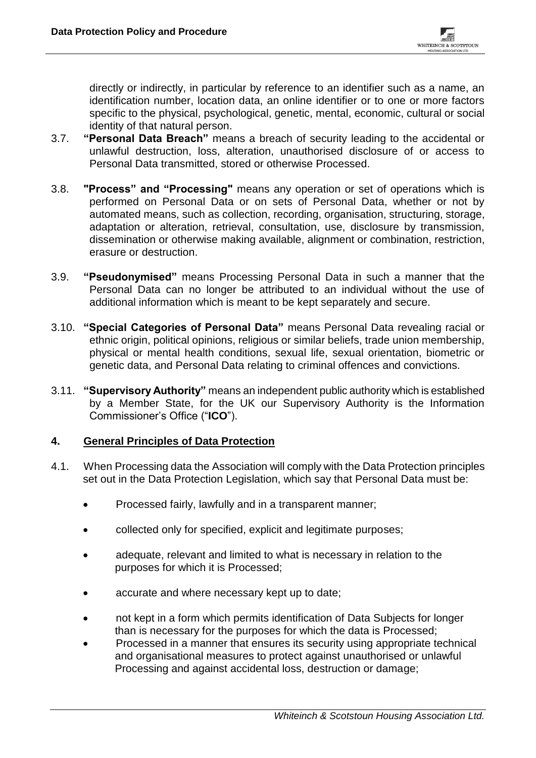directly or indirectly, in particular by reference to an identifier such as a name, an identification number, location data, an online identifier or to one or more factors specific to the physical, psychological, genetic, mental, economic, cultural or social identity of that natural person.

3.7. **"Personal Data Breach"** means a breach of security leading to the accidental or unlawful destruction, loss, alteration, unauthorised disclosure of or access to Personal Data transmitted, stored or otherwise Processed.

3.8. **"Process" and "Processing"** means any operation or set of operations which is performed on Personal Data or on sets of Personal Data, whether or not by automated means, such as collection, recording, organisation, structuring, storage, adaptation or alteration, retrieval, consultation, use, disclosure by transmission, dissemination or otherwise making available, alignment or combination, restriction, erasure or destruction.

3.9. **"Pseudonymised"** means Processing Personal Data in such a manner that the Personal Data can no longer be attributed to an individual without the use of additional information which is meant to be kept separately and secure.

3.10. **"Special Categories of Personal Data"** means Personal Data revealing racial or ethnic origin, political opinions, religious or similar beliefs, trade union membership, physical or mental health conditions, sexual life, sexual orientation, biometric or genetic data, and Personal Data relating to criminal offences and convictions.

3.11. **"Supervisory Authority"** means an independent public authority which is established by a Member State, for the UK our Supervisory Authority is the Information Commissioner's Office ("**ICO**").

## 4. General Principles of Data Protection

4.1. When Processing data the Association will comply with the Data Protection principles set out in the Data Protection Legislation, which say that Personal Data must be:

- Processed fairly, lawfully and in a transparent manner;
- collected only for specified, explicit and legitimate purposes;
- adequate, relevant and limited to what is necessary in relation to the purposes for which it is Processed;
- accurate and where necessary kept up to date;
- not kept in a form which permits identification of Data Subjects for longer than is necessary for the purposes for which the data is Processed;
- Processed in a manner that ensures its security using appropriate technical and organisational measures to protect against unauthorised or unlawful Processing and against accidental loss, destruction or damage;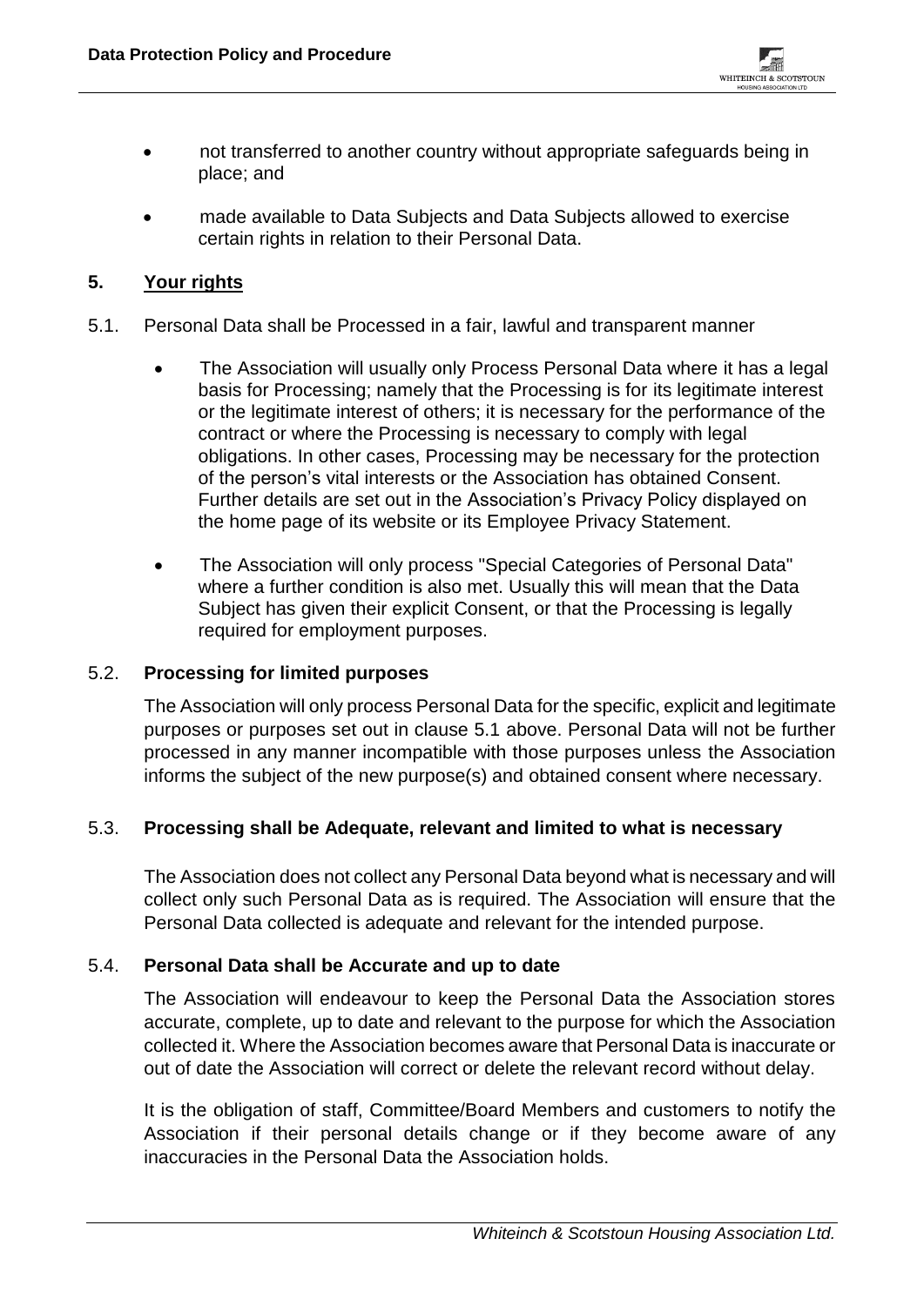- not transferred to another country without appropriate safeguards being in place; and
- made available to Data Subjects and Data Subjects allowed to exercise certain rights in relation to their Personal Data.

## 5. Your rights

5.1. Personal Data shall be Processed in a fair, lawful and transparent manner

- The Association will usually only Process Personal Data where it has a legal basis for Processing; namely that the Processing is for its legitimate interest or the legitimate interest of others; it is necessary for the performance of the contract or where the Processing is necessary to comply with legal obligations. In other cases, Processing may be necessary for the protection of the person's vital interests or the Association has obtained Consent. Further details are set out in the Association's Privacy Policy displayed on the home page of its website or its Employee Privacy Statement.
- The Association will only process "Special Categories of Personal Data" where a further condition is also met. Usually this will mean that the Data Subject has given their explicit Consent, or that the Processing is legally required for employment purposes.

### 5.2. Processing for limited purposes

The Association will only process Personal Data for the specific, explicit and legitimate purposes or purposes set out in clause 5.1 above. Personal Data will not be further processed in any manner incompatible with those purposes unless the Association informs the subject of the new purpose(s) and obtained consent where necessary.

### 5.3. Processing shall be Adequate, relevant and limited to what is necessary

The Association does not collect any Personal Data beyond what is necessary and will collect only such Personal Data as is required. The Association will ensure that the Personal Data collected is adequate and relevant for the intended purpose.

### 5.4. Personal Data shall be Accurate and up to date

The Association will endeavour to keep the Personal Data the Association stores accurate, complete, up to date and relevant to the purpose for which the Association collected it. Where the Association becomes aware that Personal Data is inaccurate or out of date the Association will correct or delete the relevant record without delay.

It is the obligation of staff, Committee/Board Members and customers to notify the Association if their personal details change or if they become aware of any inaccuracies in the Personal Data the Association holds.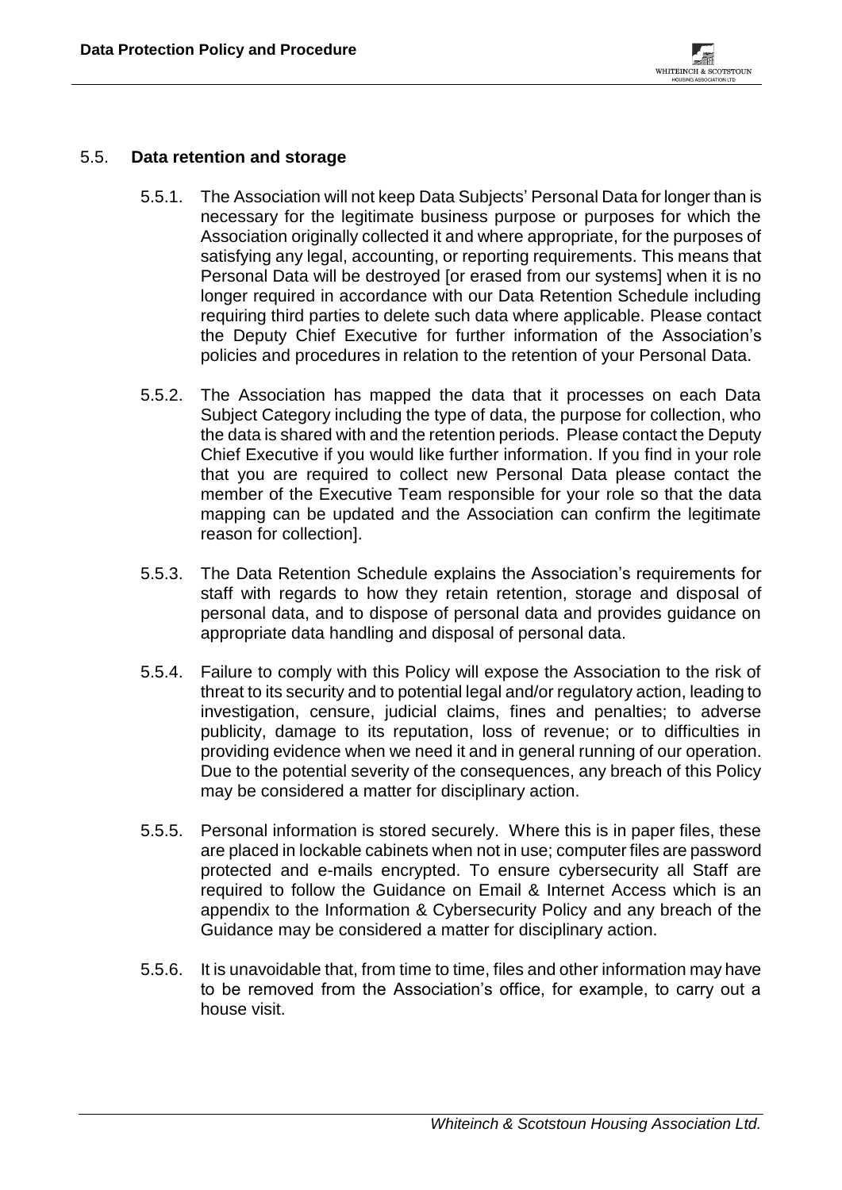## 5.5. **Data retention and storage**

5.5.1. The Association will not keep Data Subjects' Personal Data for longer than is necessary for the legitimate business purpose or purposes for which the Association originally collected it and where appropriate, for the purposes of satisfying any legal, accounting, or reporting requirements. This means that Personal Data will be destroyed [or erased from our systems] when it is no longer required in accordance with our Data Retention Schedule including requiring third parties to delete such data where applicable. Please contact the Deputy Chief Executive for further information of the Association's policies and procedures in relation to the retention of your Personal Data.

5.5.2. The Association has mapped the data that it processes on each Data Subject Category including the type of data, the purpose for collection, who the data is shared with and the retention periods. Please contact the Deputy Chief Executive if you would like further information. If you find in your role that you are required to collect new Personal Data please contact the member of the Executive Team responsible for your role so that the data mapping can be updated and the Association can confirm the legitimate reason for collection].

5.5.3. The Data Retention Schedule explains the Association's requirements for staff with regards to how they retain retention, storage and disposal of personal data, and to dispose of personal data and provides guidance on appropriate data handling and disposal of personal data.

5.5.4. Failure to comply with this Policy will expose the Association to the risk of threat to its security and to potential legal and/or regulatory action, leading to investigation, censure, judicial claims, fines and penalties; to adverse publicity, damage to its reputation, loss of revenue; or to difficulties in providing evidence when we need it and in general running of our operation. Due to the potential severity of the consequences, any breach of this Policy may be considered a matter for disciplinary action.

5.5.5. Personal information is stored securely. Where this is in paper files, these are placed in lockable cabinets when not in use; computer files are password protected and e-mails encrypted. To ensure cybersecurity all Staff are required to follow the Guidance on Email & Internet Access which is an appendix to the Information & Cybersecurity Policy and any breach of the Guidance may be considered a matter for disciplinary action.

5.5.6. It is unavoidable that, from time to time, files and other information may have to be removed from the Association's office, for example, to carry out a house visit.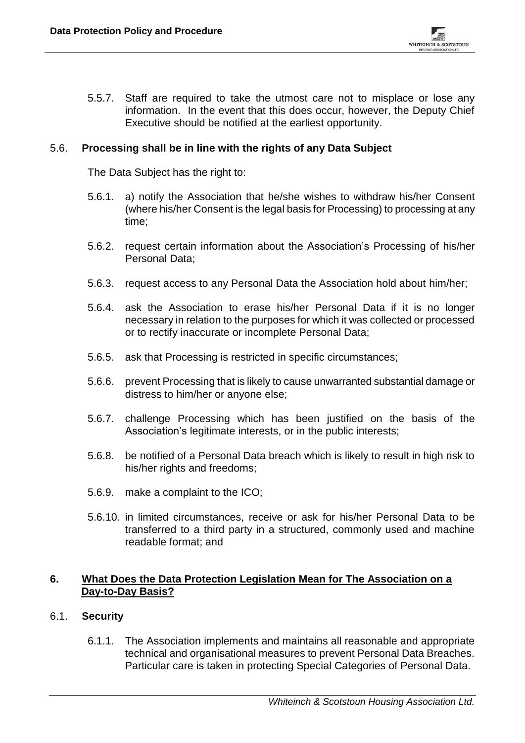5.5.7. Staff are required to take the utmost care not to misplace or lose any information. In the event that this does occur, however, the Deputy Chief Executive should be notified at the earliest opportunity.

### 5.6. Processing shall be in line with the rights of any Data Subject

The Data Subject has the right to:

5.6.1. a) notify the Association that he/she wishes to withdraw his/her Consent (where his/her Consent is the legal basis for Processing) to processing at any time;

5.6.2. request certain information about the Association's Processing of his/her Personal Data;

5.6.3. request access to any Personal Data the Association hold about him/her;

5.6.4. ask the Association to erase his/her Personal Data if it is no longer necessary in relation to the purposes for which it was collected or processed or to rectify inaccurate or incomplete Personal Data;

5.6.5. ask that Processing is restricted in specific circumstances;

5.6.6. prevent Processing that is likely to cause unwarranted substantial damage or distress to him/her or anyone else;

5.6.7. challenge Processing which has been justified on the basis of the Association's legitimate interests, or in the public interests;

5.6.8. be notified of a Personal Data breach which is likely to result in high risk to his/her rights and freedoms;

5.6.9. make a complaint to the ICO;

5.6.10. in limited circumstances, receive or ask for his/her Personal Data to be transferred to a third party in a structured, commonly used and machine readable format; and

## 6. <u>What Does the Data Protection Legislation Mean for The Association on a Day-to-Day Basis?</u>

### 6.1. Security

6.1.1. The Association implements and maintains all reasonable and appropriate technical and organisational measures to prevent Personal Data Breaches. Particular care is taken in protecting Special Categories of Personal Data.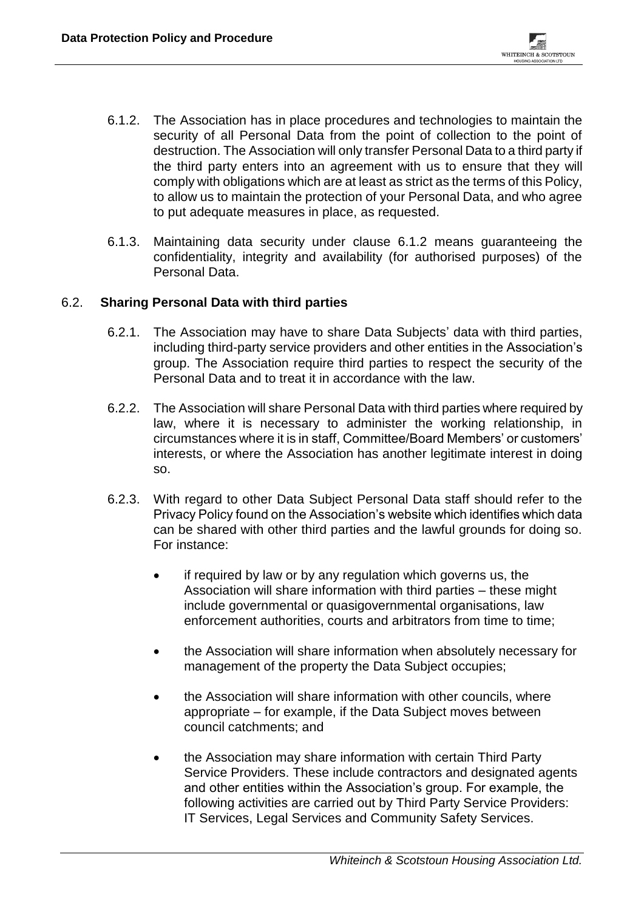6.1.2. The Association has in place procedures and technologies to maintain the security of all Personal Data from the point of collection to the point of destruction. The Association will only transfer Personal Data to a third party if the third party enters into an agreement with us to ensure that they will comply with obligations which are at least as strict as the terms of this Policy, to allow us to maintain the protection of your Personal Data, and who agree to put adequate measures in place, as requested.

6.1.3. Maintaining data security under clause 6.1.2 means guaranteeing the confidentiality, integrity and availability (for authorised purposes) of the Personal Data.

### 6.2. Sharing Personal Data with third parties

6.2.1. The Association may have to share Data Subjects' data with third parties, including third-party service providers and other entities in the Association's group. The Association require third parties to respect the security of the Personal Data and to treat it in accordance with the law.

6.2.2. The Association will share Personal Data with third parties where required by law, where it is necessary to administer the working relationship, in circumstances where it is in staff, Committee/Board Members' or customers' interests, or where the Association has another legitimate interest in doing so.

6.2.3. With regard to other Data Subject Personal Data staff should refer to the Privacy Policy found on the Association's website which identifies which data can be shared with other third parties and the lawful grounds for doing so. For instance:

- if required by law or by any regulation which governs us, the Association will share information with third parties – these might include governmental or quasigovernmental organisations, law enforcement authorities, courts and arbitrators from time to time;
- the Association will share information when absolutely necessary for management of the property the Data Subject occupies;
- the Association will share information with other councils, where appropriate – for example, if the Data Subject moves between council catchments; and
- the Association may share information with certain Third Party Service Providers. These include contractors and designated agents and other entities within the Association's group. For example, the following activities are carried out by Third Party Service Providers: IT Services, Legal Services and Community Safety Services.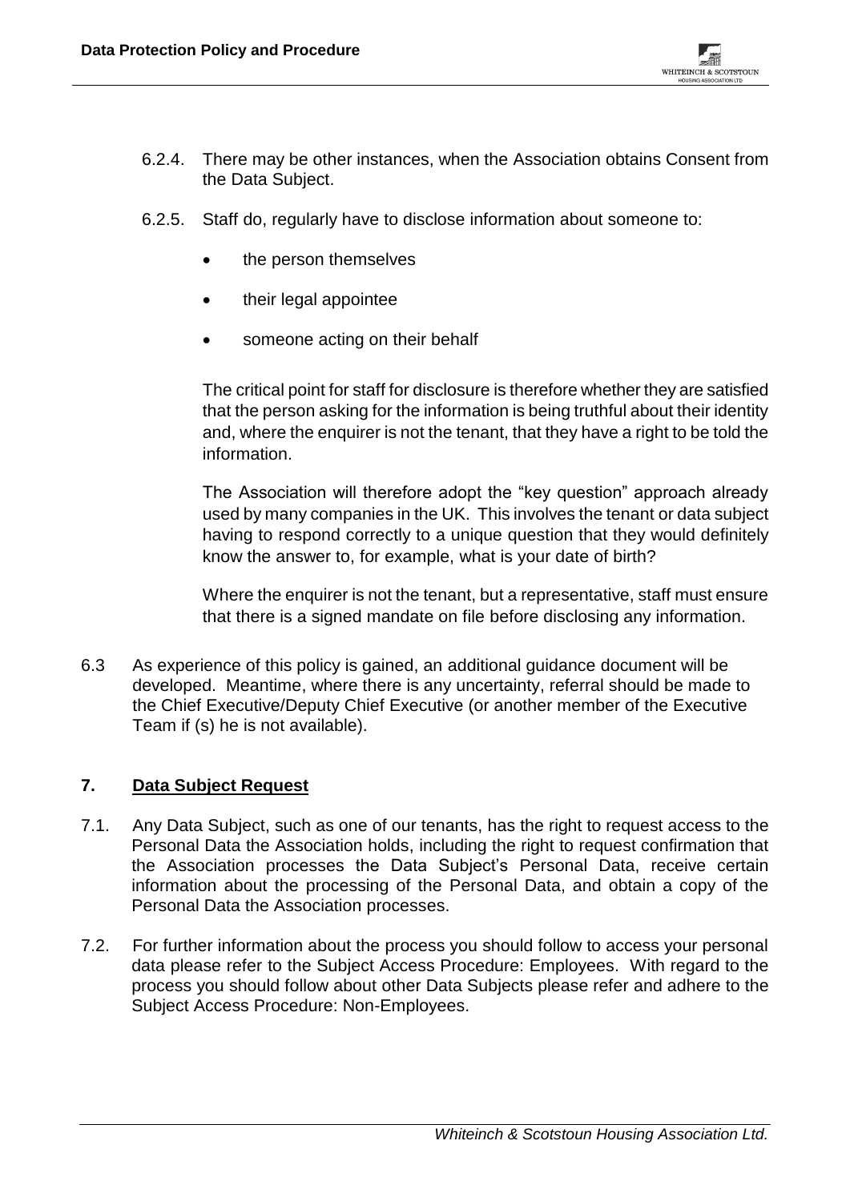6.2.4. There may be other instances, when the Association obtains Consent from the Data Subject.

6.2.5. Staff do, regularly have to disclose information about someone to:

- the person themselves
- their legal appointee
- someone acting on their behalf

The critical point for staff for disclosure is therefore whether they are satisfied that the person asking for the information is being truthful about their identity and, where the enquirer is not the tenant, that they have a right to be told the information.

The Association will therefore adopt the "key question" approach already used by many companies in the UK. This involves the tenant or data subject having to respond correctly to a unique question that they would definitely know the answer to, for example, what is your date of birth?

Where the enquirer is not the tenant, but a representative, staff must ensure that there is a signed mandate on file before disclosing any information.

6.3 As experience of this policy is gained, an additional guidance document will be developed. Meantime, where there is any uncertainty, referral should be made to the Chief Executive/Deputy Chief Executive (or another member of the Executive Team if (s) he is not available).

## 7. <u>Data Subject Request</u>

7.1. Any Data Subject, such as one of our tenants, has the right to request access to the Personal Data the Association holds, including the right to request confirmation that the Association processes the Data Subject's Personal Data, receive certain information about the processing of the Personal Data, and obtain a copy of the Personal Data the Association processes.

7.2. For further information about the process you should follow to access your personal data please refer to the Subject Access Procedure: Employees. With regard to the process you should follow about other Data Subjects please refer and adhere to the Subject Access Procedure: Non-Employees.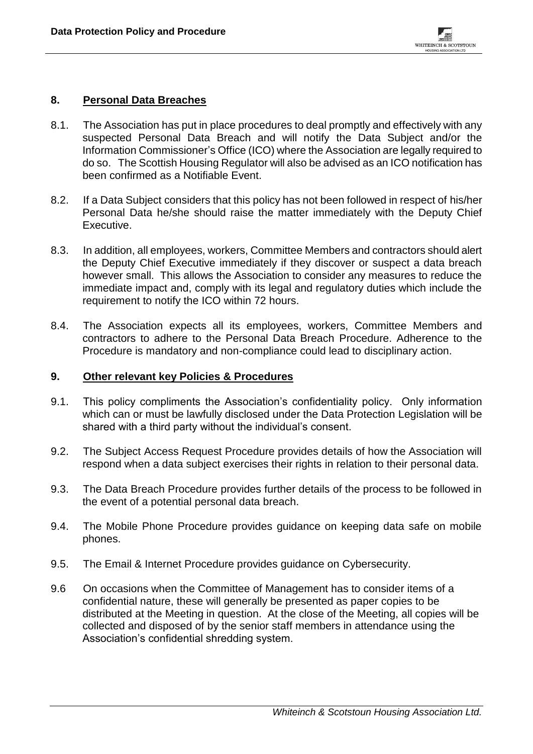## 8. Personal Data Breaches

8.1. The Association has put in place procedures to deal promptly and effectively with any suspected Personal Data Breach and will notify the Data Subject and/or the Information Commissioner's Office (ICO) where the Association are legally required to do so. The Scottish Housing Regulator will also be advised as an ICO notification has been confirmed as a Notifiable Event.

8.2. If a Data Subject considers that this policy has not been followed in respect of his/her Personal Data he/she should raise the matter immediately with the Deputy Chief Executive.

8.3. In addition, all employees, workers, Committee Members and contractors should alert the Deputy Chief Executive immediately if they discover or suspect a data breach however small. This allows the Association to consider any measures to reduce the immediate impact and, comply with its legal and regulatory duties which include the requirement to notify the ICO within 72 hours.

8.4. The Association expects all its employees, workers, Committee Members and contractors to adhere to the Personal Data Breach Procedure. Adherence to the Procedure is mandatory and non-compliance could lead to disciplinary action.

## 9. Other relevant key Policies & Procedures

9.1. This policy compliments the Association's confidentiality policy. Only information which can or must be lawfully disclosed under the Data Protection Legislation will be shared with a third party without the individual's consent.

9.2. The Subject Access Request Procedure provides details of how the Association will respond when a data subject exercises their rights in relation to their personal data.

9.3. The Data Breach Procedure provides further details of the process to be followed in the event of a potential personal data breach.

9.4. The Mobile Phone Procedure provides guidance on keeping data safe on mobile phones.

9.5. The Email & Internet Procedure provides guidance on Cybersecurity.

9.6 On occasions when the Committee of Management has to consider items of a confidential nature, these will generally be presented as paper copies to be distributed at the Meeting in question. At the close of the Meeting, all copies will be collected and disposed of by the senior staff members in attendance using the Association's confidential shredding system.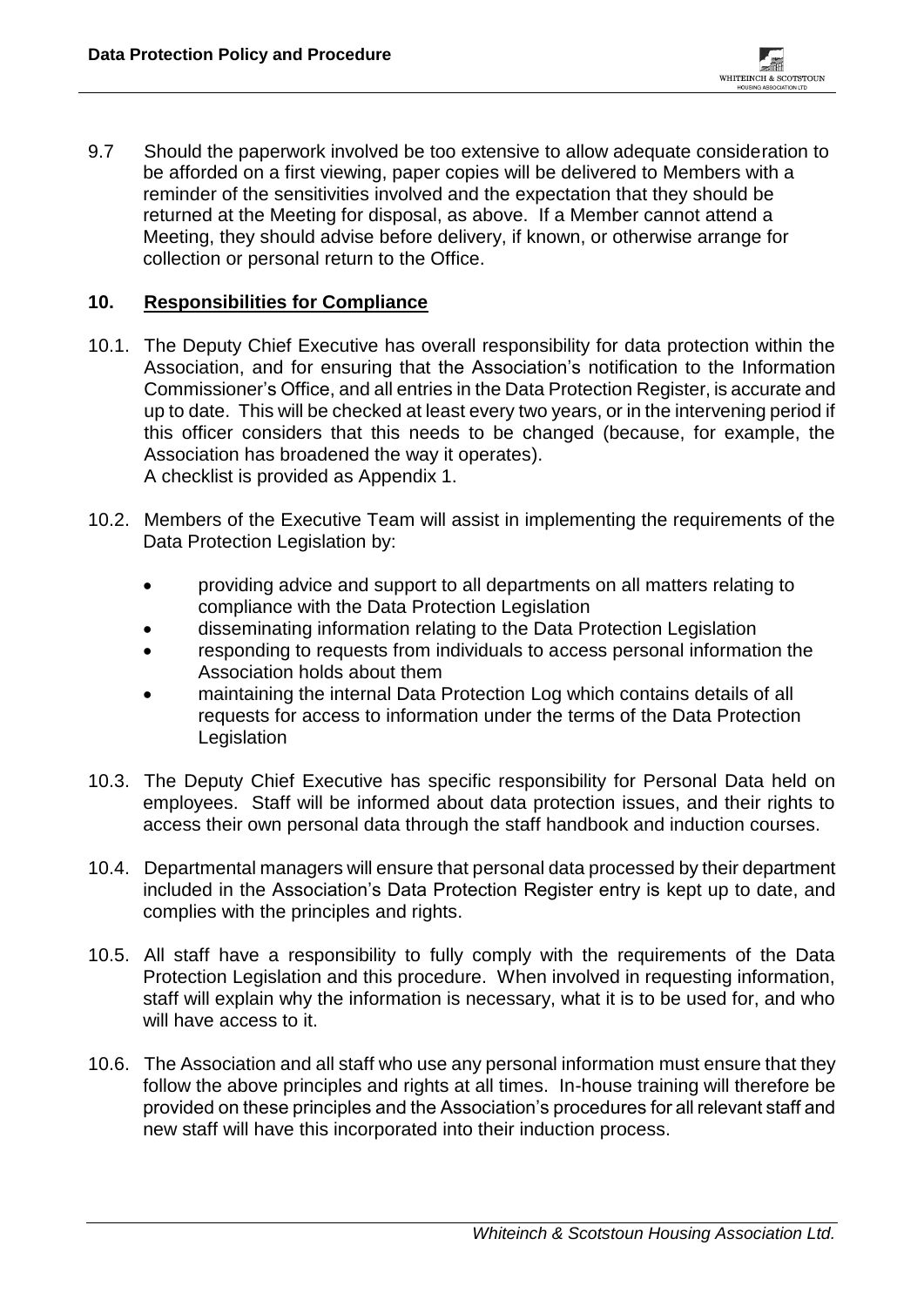9.7 Should the paperwork involved be too extensive to allow adequate consideration to be afforded on a first viewing, paper copies will be delivered to Members with a reminder of the sensitivities involved and the expectation that they should be returned at the Meeting for disposal, as above. If a Member cannot attend a Meeting, they should advise before delivery, if known, or otherwise arrange for collection or personal return to the Office.

## 10. Responsibilities for Compliance

10.1. The Deputy Chief Executive has overall responsibility for data protection within the Association, and for ensuring that the Association's notification to the Information Commissioner's Office, and all entries in the Data Protection Register, is accurate and up to date. This will be checked at least every two years, or in the intervening period if this officer considers that this needs to be changed (because, for example, the Association has broadened the way it operates).
A checklist is provided as Appendix 1.

10.2. Members of the Executive Team will assist in implementing the requirements of the Data Protection Legislation by:

- providing advice and support to all departments on all matters relating to compliance with the Data Protection Legislation
- disseminating information relating to the Data Protection Legislation
- responding to requests from individuals to access personal information the Association holds about them
- maintaining the internal Data Protection Log which contains details of all requests for access to information under the terms of the Data Protection Legislation

10.3. The Deputy Chief Executive has specific responsibility for Personal Data held on employees. Staff will be informed about data protection issues, and their rights to access their own personal data through the staff handbook and induction courses.

10.4. Departmental managers will ensure that personal data processed by their department included in the Association's Data Protection Register entry is kept up to date, and complies with the principles and rights.

10.5. All staff have a responsibility to fully comply with the requirements of the Data Protection Legislation and this procedure. When involved in requesting information, staff will explain why the information is necessary, what it is to be used for, and who will have access to it.

10.6. The Association and all staff who use any personal information must ensure that they follow the above principles and rights at all times. In-house training will therefore be provided on these principles and the Association's procedures for all relevant staff and new staff will have this incorporated into their induction process.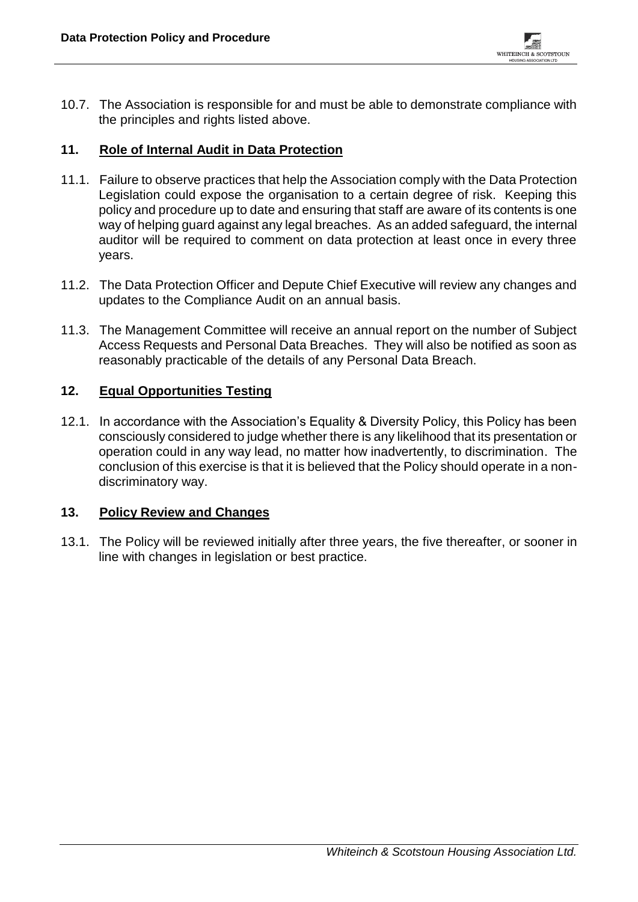10.7. The Association is responsible for and must be able to demonstrate compliance with the principles and rights listed above.

## 11. Role of Internal Audit in Data Protection

11.1. Failure to observe practices that help the Association comply with the Data Protection Legislation could expose the organisation to a certain degree of risk. Keeping this policy and procedure up to date and ensuring that staff are aware of its contents is one way of helping guard against any legal breaches. As an added safeguard, the internal auditor will be required to comment on data protection at least once in every three years.

11.2. The Data Protection Officer and Depute Chief Executive will review any changes and updates to the Compliance Audit on an annual basis.

11.3. The Management Committee will receive an annual report on the number of Subject Access Requests and Personal Data Breaches. They will also be notified as soon as reasonably practicable of the details of any Personal Data Breach.

## 12. Equal Opportunities Testing

12.1. In accordance with the Association's Equality & Diversity Policy, this Policy has been consciously considered to judge whether there is any likelihood that its presentation or operation could in any way lead, no matter how inadvertently, to discrimination. The conclusion of this exercise is that it is believed that the Policy should operate in a non-discriminatory way.

## 13. Policy Review and Changes

13.1. The Policy will be reviewed initially after three years, the five thereafter, or sooner in line with changes in legislation or best practice.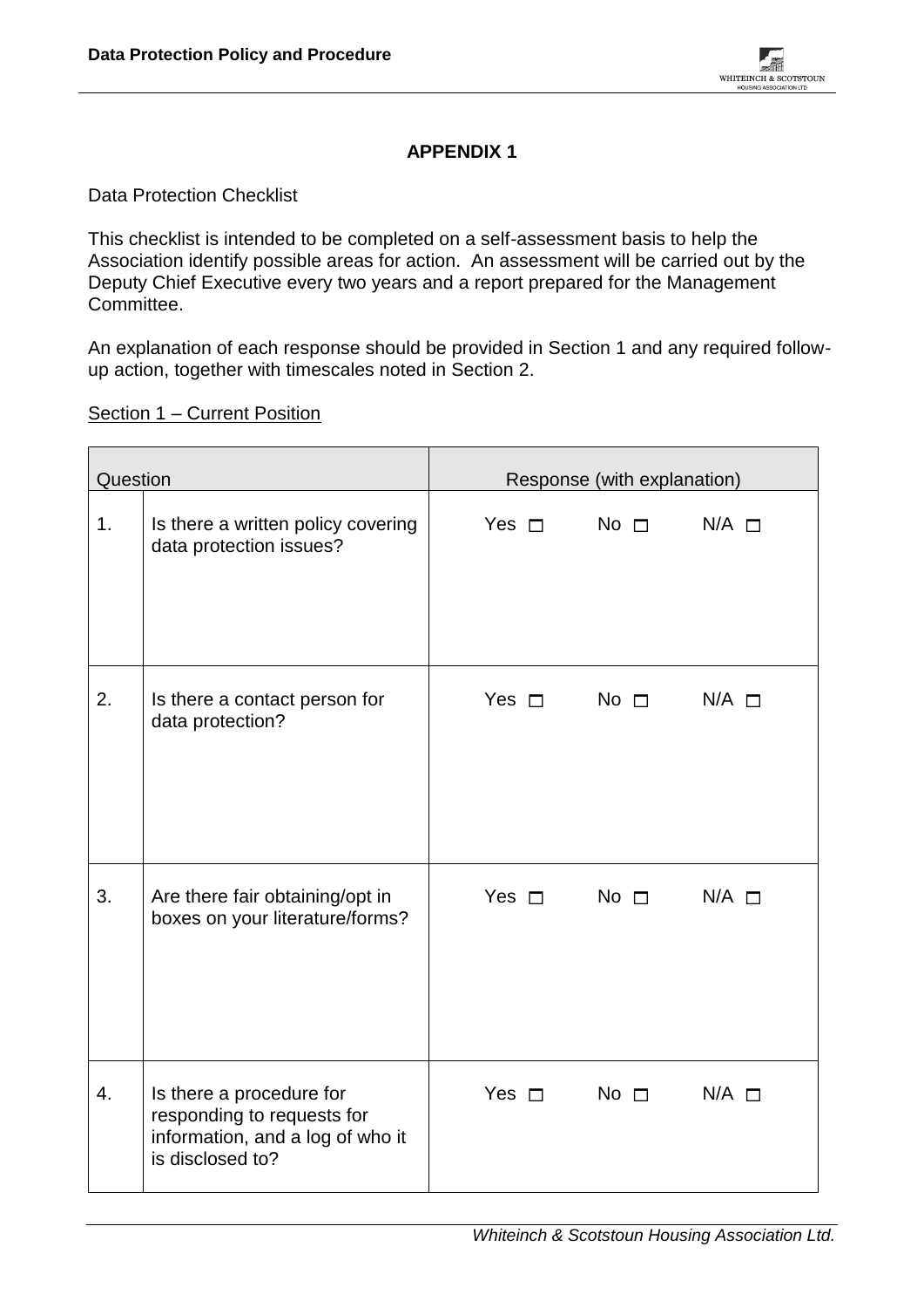**APPENDIX 1**

Data Protection Checklist

This checklist is intended to be completed on a self-assessment basis to help the Association identify possible areas for action. An assessment will be carried out by the Deputy Chief Executive every two years and a report prepared for the Management Committee.

An explanation of each response should be provided in Section 1 and any required follow-up action, together with timescales noted in Section 2.

<u>Section 1 – Current Position</u>

| Question | | Response (with explanation) |
|---|---|---|
| 1. | Is there a written policy covering data protection issues? | Yes ☐ No ☐ N/A ☐ |
| 2. | Is there a contact person for data protection? | Yes ☐ No ☐ N/A ☐ |
| 3. | Are there fair obtaining/opt in boxes on your literature/forms? | Yes ☐ No ☐ N/A ☐ |
| 4. | Is there a procedure for responding to requests for information, and a log of who it is disclosed to? | Yes ☐ No ☐ N/A ☐ |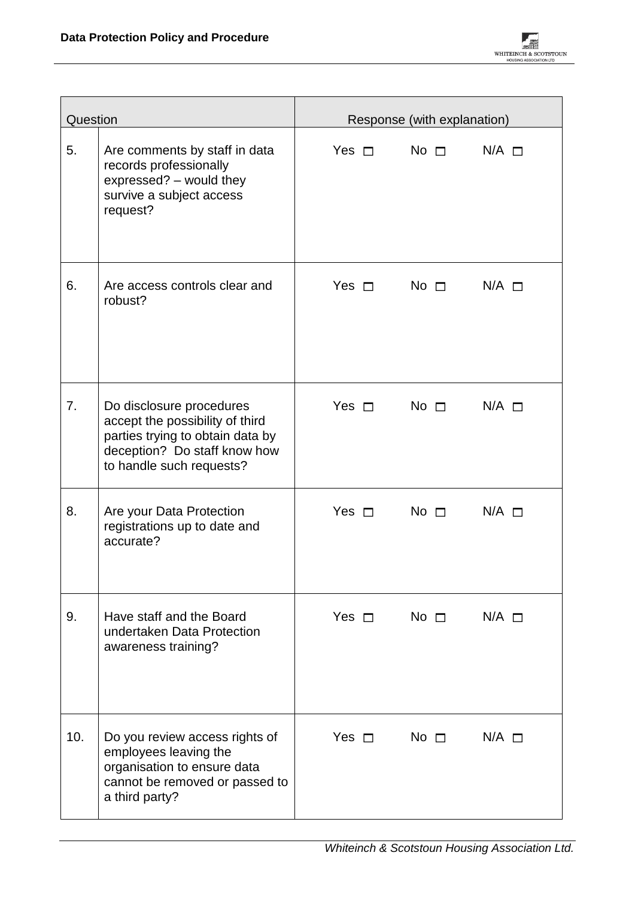| Question | | Response (with explanation) |
|---|---|---|
| 5. | Are comments by staff in data records professionally expressed? – would they survive a subject access request? | Yes ☐ No ☐ N/A ☐ |
| 6. | Are access controls clear and robust? | Yes ☐ No ☐ N/A ☐ |
| 7. | Do disclosure procedures accept the possibility of third parties trying to obtain data by deception? Do staff know how to handle such requests? | Yes ☐ No ☐ N/A ☐ |
| 8. | Are your Data Protection registrations up to date and accurate? | Yes ☐ No ☐ N/A ☐ |
| 9. | Have staff and the Board undertaken Data Protection awareness training? | Yes ☐ No ☐ N/A ☐ |
| 10. | Do you review access rights of employees leaving the organisation to ensure data cannot be removed or passed to a third party? | Yes ☐ No ☐ N/A ☐ |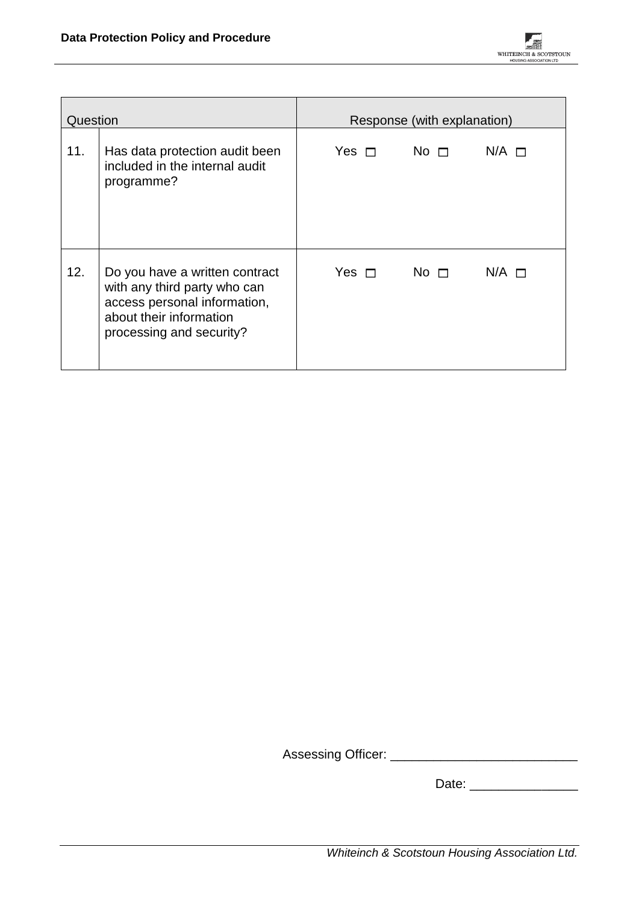| Question | | Response (with explanation) |
|---|---|---|
| 11. | Has data protection audit been included in the internal audit programme? | Yes ☐ No ☐ N/A ☐ |
| 12. | Do you have a written contract with any third party who can access personal information, about their information processing and security? | Yes ☐ No ☐ N/A ☐ |

Assessing Officer: __________________________

Date: _______________